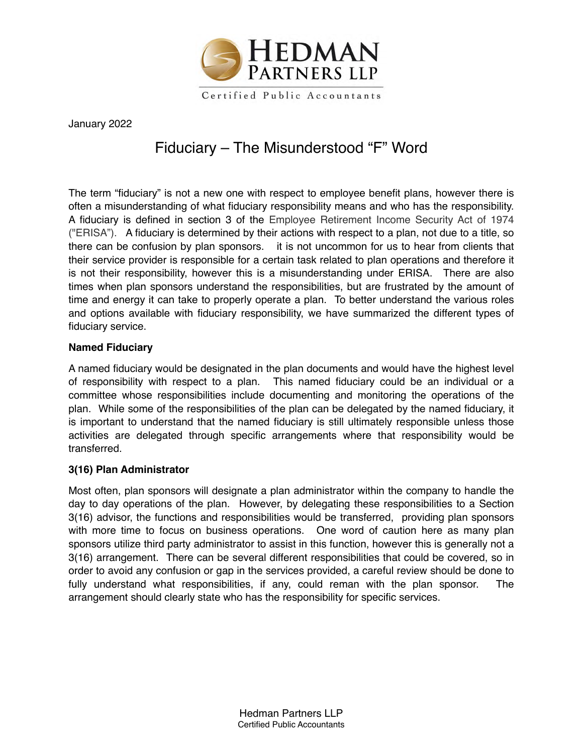January 2022

# Fiduciary – The Misunderstood "F" Word

The term "fiduciary" is not a new one with respect to employee benefit plans, however there is often a misunderstanding of what fiduciary responsibility means and who has the responsibility. A fiduciary is defined in section 3 of the Employee Retirement Income Security Act of 1974 ("ERISA"). A fiduciary is determined by their actions with respect to a plan, not due to a title, so there can be confusion by plan sponsors. it is not uncommon for us to hear from clients that their service provider is responsible for a certain task related to plan operations and therefore it is not their responsibility, however this is a misunderstanding under ERISA. There are also times when plan sponsors understand the responsibilities, but are frustrated by the amount of time and energy it can take to properly operate a plan. To better understand the various roles and options available with fiduciary responsibility, we have summarized the different types of fiduciary service.

**Named Fiduciary**

A named fiduciary would be designated in the plan documents and would have the highest level of responsibility with respect to a plan. This named fiduciary could be an individual or a committee whose responsibilities include documenting and monitoring the operations of the plan. While some of the responsibilities of the plan can be delegated by the named fiduciary, it is important to understand that the named fiduciary is still ultimately responsible unless those activities are delegated through specific arrangements where that responsibility would be transferred.

**3(16) Plan Administrator**

Most often, plan sponsors will designate a plan administrator within the company to handle the day to day operations of the plan. However, by delegating these responsibilities to a Section 3(16) advisor, the functions and responsibilities would be transferred, providing plan sponsors with more time to focus on business operations. One word of caution here as many plan sponsors utilize third party administrator to assist in this function, however this is generally not a 3(16) arrangement. There can be several different responsibilities that could be covered, so in order to avoid any confusion or gap in the services provided, a careful review should be done to fully understand what responsibilities, if any, could reman with the plan sponsor. The arrangement should clearly state who has the responsibility for specific services.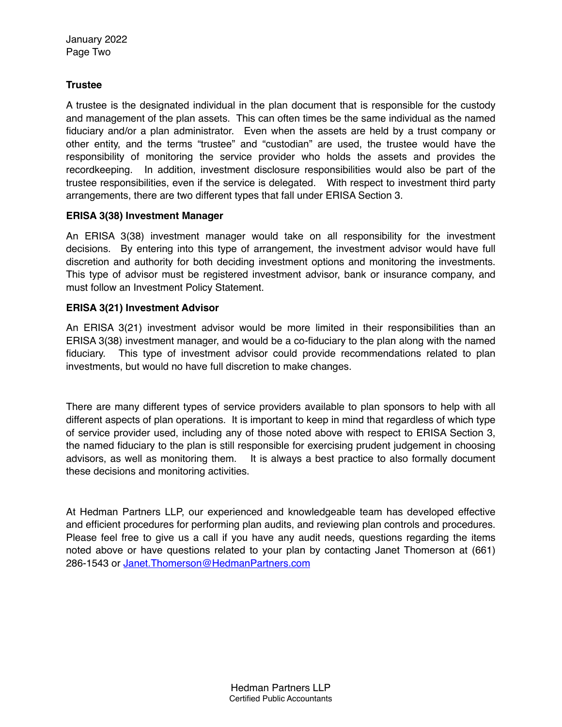### Trustee

A trustee is the designated individual in the plan document that is responsible for the custody and management of the plan assets. This can often times be the same individual as the named fiduciary and/or a plan administrator. Even when the assets are held by a trust company or other entity, and the terms "trustee" and "custodian" are used, the trustee would have the responsibility of monitoring the service provider who holds the assets and provides the recordkeeping. In addition, investment disclosure responsibilities would also be part of the trustee responsibilities, even if the service is delegated. With respect to investment third party arrangements, there are two different types that fall under ERISA Section 3.

### ERISA 3(38) Investment Manager

An ERISA 3(38) investment manager would take on all responsibility for the investment decisions. By entering into this type of arrangement, the investment advisor would have full discretion and authority for both deciding investment options and monitoring the investments. This type of advisor must be registered investment advisor, bank or insurance company, and must follow an Investment Policy Statement.

### ERISA 3(21) Investment Advisor

An ERISA 3(21) investment advisor would be more limited in their responsibilities than an ERISA 3(38) investment manager, and would be a co-fiduciary to the plan along with the named fiduciary. This type of investment advisor could provide recommendations related to plan investments, but would no have full discretion to make changes.

There are many different types of service providers available to plan sponsors to help with all different aspects of plan operations. It is important to keep in mind that regardless of which type of service provider used, including any of those noted above with respect to ERISA Section 3, the named fiduciary to the plan is still responsible for exercising prudent judgement in choosing advisors, as well as monitoring them. It is always a best practice to also formally document these decisions and monitoring activities.

At Hedman Partners LLP, our experienced and knowledgeable team has developed effective and efficient procedures for performing plan audits, and reviewing plan controls and procedures. Please feel free to give us a call if you have any audit needs, questions regarding the items noted above or have questions related to your plan by contacting Janet Thomerson at (661) 286-1543 or [Janet.Thomerson@HedmanPartners.com](mailto:Janet.Thomerson@HedmanPartners.com)